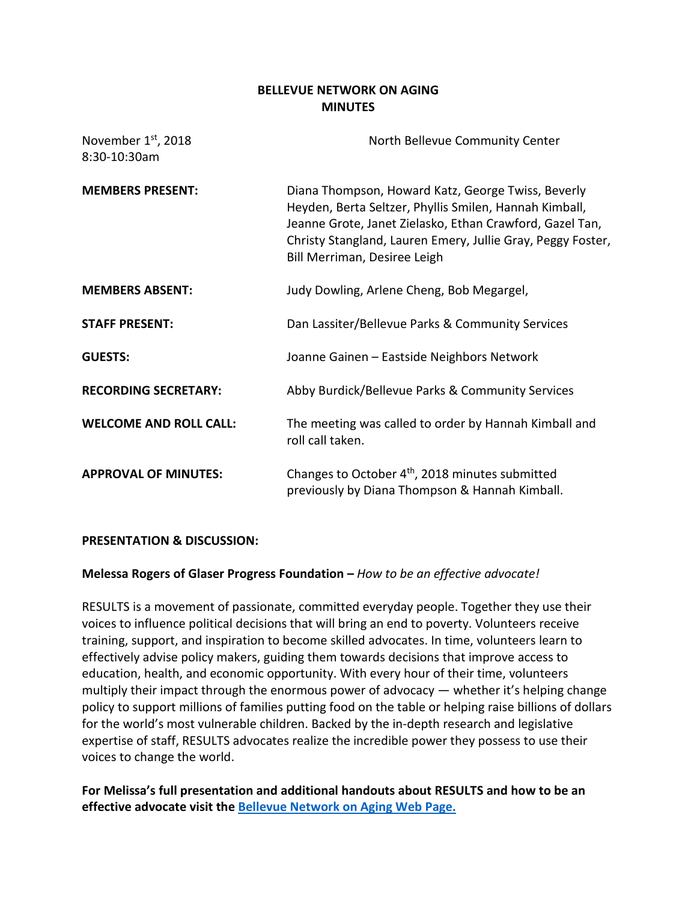# BELLEVUE NETWORK ON AGING
## MINUTES

| | |
|---|---|
| November 1st, 2018<br>8:30-10:30am | North Bellevue Community Center |
| **MEMBERS PRESENT:** | Diana Thompson, Howard Katz, George Twiss, Beverly Heyden, Berta Seltzer, Phyllis Smilen, Hannah Kimball, Jeanne Grote, Janet Zielasko, Ethan Crawford, Gazel Tan, Christy Stangland, Lauren Emery, Jullie Gray, Peggy Foster, Bill Merriman, Desiree Leigh |
| **MEMBERS ABSENT:** | Judy Dowling, Arlene Cheng, Bob Megargel, |
| **STAFF PRESENT:** | Dan Lassiter/Bellevue Parks & Community Services |
| **GUESTS:** | Joanne Gainen – Eastside Neighbors Network |
| **RECORDING SECRETARY:** | Abby Burdick/Bellevue Parks & Community Services |
| **WELCOME AND ROLL CALL:** | The meeting was called to order by Hannah Kimball and roll call taken. |
| **APPROVAL OF MINUTES:** | Changes to October 4th, 2018 minutes submitted previously by Diana Thompson & Hannah Kimball. |

**PRESENTATION & DISCUSSION:**

**Melessa Rogers of Glaser Progress Foundation –** *How to be an effective advocate!*

RESULTS is a movement of passionate, committed everyday people. Together they use their voices to influence political decisions that will bring an end to poverty. Volunteers receive training, support, and inspiration to become skilled advocates. In time, volunteers learn to effectively advise policy makers, guiding them towards decisions that improve access to education, health, and economic opportunity. With every hour of their time, volunteers multiply their impact through the enormous power of advocacy — whether it's helping change policy to support millions of families putting food on the table or helping raise billions of dollars for the world's most vulnerable children. Backed by the in-depth research and legislative expertise of staff, RESULTS advocates realize the incredible power they possess to use their voices to change the world.

**For Melissa's full presentation and additional handouts about RESULTS and how to be an effective advocate visit the [Bellevue Network on Aging Web Page.](#)**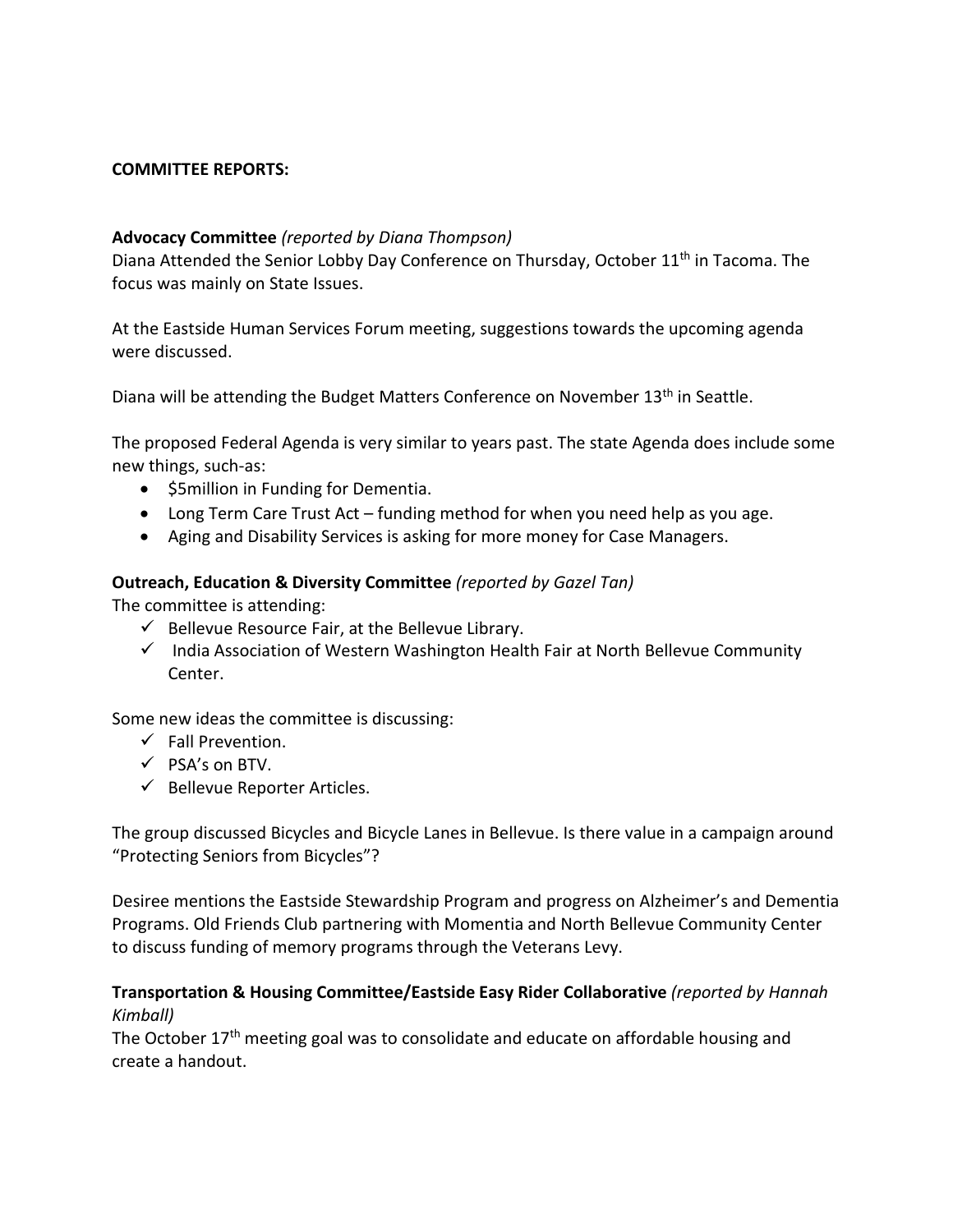**COMMITTEE REPORTS:**

**Advocacy Committee** *(reported by Diana Thompson)*
Diana Attended the Senior Lobby Day Conference on Thursday, October 11th in Tacoma. The focus was mainly on State Issues.

At the Eastside Human Services Forum meeting, suggestions towards the upcoming agenda were discussed.

Diana will be attending the Budget Matters Conference on November 13th in Seattle.

The proposed Federal Agenda is very similar to years past. The state Agenda does include some new things, such-as:

- $5million in Funding for Dementia.
- Long Term Care Trust Act – funding method for when you need help as you age.
- Aging and Disability Services is asking for more money for Case Managers.

**Outreach, Education & Diversity Committee** *(reported by Gazel Tan)*
The committee is attending:

- ✓ Bellevue Resource Fair, at the Bellevue Library.
- ✓ India Association of Western Washington Health Fair at North Bellevue Community Center.

Some new ideas the committee is discussing:

- ✓ Fall Prevention.
- ✓ PSA's on BTV.
- ✓ Bellevue Reporter Articles.

The group discussed Bicycles and Bicycle Lanes in Bellevue. Is there value in a campaign around "Protecting Seniors from Bicycles"?

Desiree mentions the Eastside Stewardship Program and progress on Alzheimer's and Dementia Programs. Old Friends Club partnering with Momentia and North Bellevue Community Center to discuss funding of memory programs through the Veterans Levy.

**Transportation & Housing Committee/Eastside Easy Rider Collaborative** *(reported by Hannah Kimball)*
The October 17th meeting goal was to consolidate and educate on affordable housing and create a handout.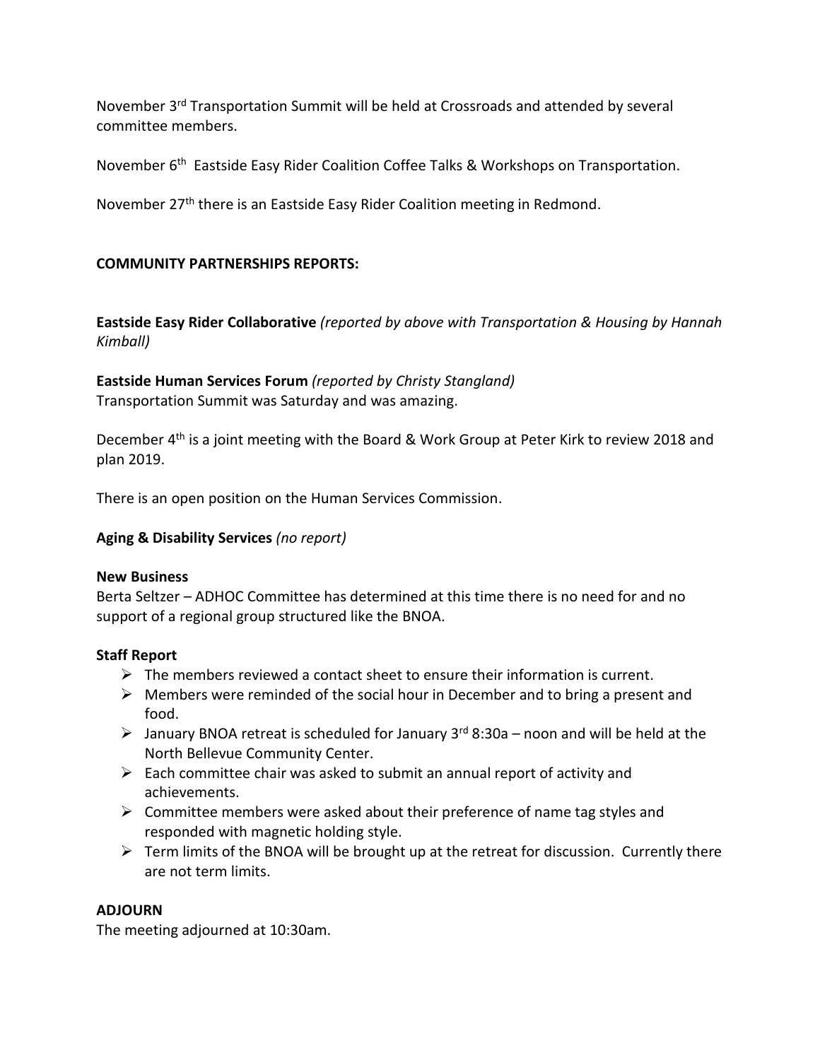November 3rd Transportation Summit will be held at Crossroads and attended by several committee members.

November 6th Eastside Easy Rider Coalition Coffee Talks & Workshops on Transportation.

November 27th there is an Eastside Easy Rider Coalition meeting in Redmond.

**COMMUNITY PARTNERSHIPS REPORTS:**

**Eastside Easy Rider Collaborative** *(reported by above with Transportation & Housing by Hannah Kimball)*

**Eastside Human Services Forum** *(reported by Christy Stangland)*
Transportation Summit was Saturday and was amazing.

December 4th is a joint meeting with the Board & Work Group at Peter Kirk to review 2018 and plan 2019.

There is an open position on the Human Services Commission.

**Aging & Disability Services** *(no report)*

**New Business**
Berta Seltzer – ADHOC Committee has determined at this time there is no need for and no support of a regional group structured like the BNOA.

**Staff Report**

- The members reviewed a contact sheet to ensure their information is current.
- Members were reminded of the social hour in December and to bring a present and food.
- January BNOA retreat is scheduled for January 3rd 8:30a – noon and will be held at the North Bellevue Community Center.
- Each committee chair was asked to submit an annual report of activity and achievements.
- Committee members were asked about their preference of name tag styles and responded with magnetic holding style.
- Term limits of the BNOA will be brought up at the retreat for discussion. Currently there are not term limits.

**ADJOURN**
The meeting adjourned at 10:30am.